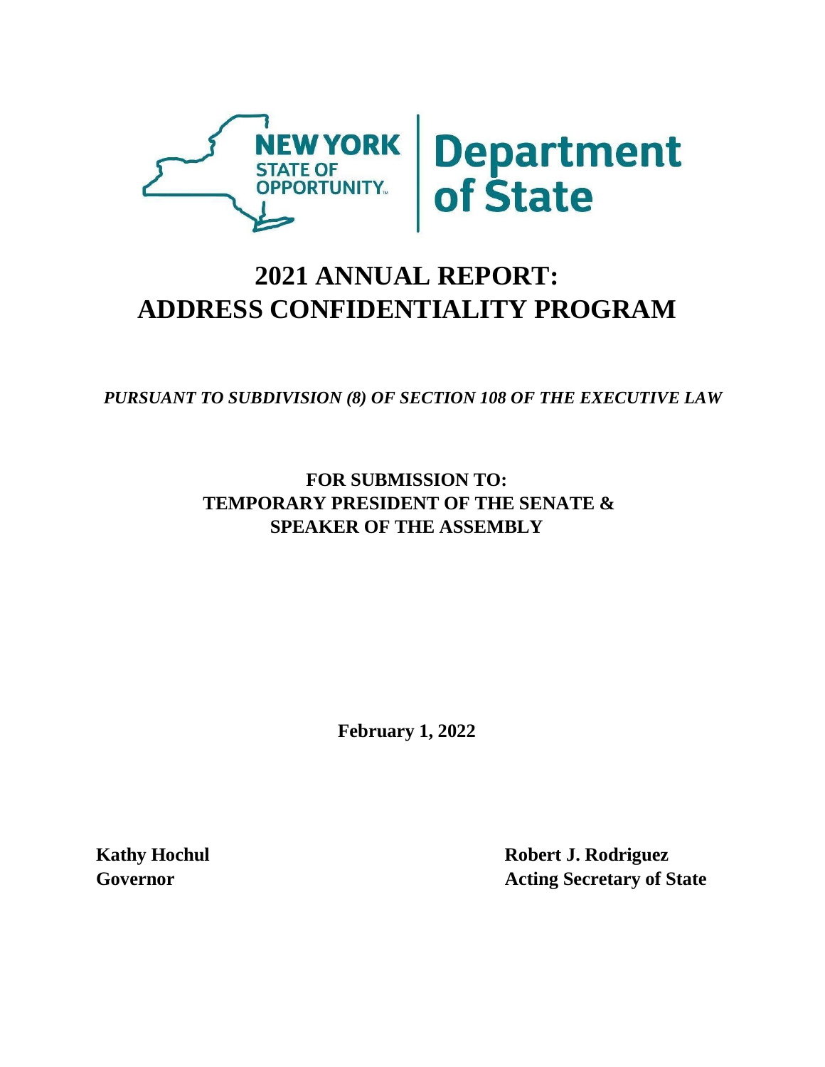NEW YORK STATE OF OPPORTUNITY. | Department of State

# 2021 ANNUAL REPORT: ADDRESS CONFIDENTIALITY PROGRAM

*PURSUANT TO SUBDIVISION (8) OF SECTION 108 OF THE EXECUTIVE LAW*

**FOR SUBMISSION TO:**
**TEMPORARY PRESIDENT OF THE SENATE &**
**SPEAKER OF THE ASSEMBLY**

**February 1, 2022**

**Kathy Hochul**
**Governor**

**Robert J. Rodriguez**
**Acting Secretary of State**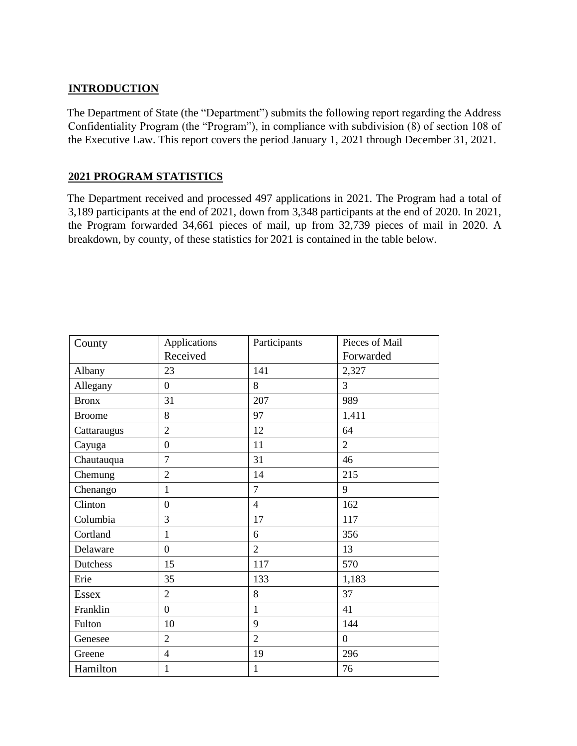## INTRODUCTION

The Department of State (the "Department") submits the following report regarding the Address Confidentiality Program (the "Program"), in compliance with subdivision (8) of section 108 of the Executive Law. This report covers the period January 1, 2021 through December 31, 2021.

## 2021 PROGRAM STATISTICS

The Department received and processed 497 applications in 2021. The Program had a total of 3,189 participants at the end of 2021, down from 3,348 participants at the end of 2020. In 2021, the Program forwarded 34,661 pieces of mail, up from 32,739 pieces of mail in 2020. A breakdown, by county, of these statistics for 2021 is contained in the table below.

| County | Applications Received | Participants | Pieces of Mail Forwarded |
|---|---|---|---|
| Albany | 23 | 141 | 2,327 |
| Allegany | 0 | 8 | 3 |
| Bronx | 31 | 207 | 989 |
| Broome | 8 | 97 | 1,411 |
| Cattaraugus | 2 | 12 | 64 |
| Cayuga | 0 | 11 | 2 |
| Chautauqua | 7 | 31 | 46 |
| Chemung | 2 | 14 | 215 |
| Chenango | 1 | 7 | 9 |
| Clinton | 0 | 4 | 162 |
| Columbia | 3 | 17 | 117 |
| Cortland | 1 | 6 | 356 |
| Delaware | 0 | 2 | 13 |
| Dutchess | 15 | 117 | 570 |
| Erie | 35 | 133 | 1,183 |
| Essex | 2 | 8 | 37 |
| Franklin | 0 | 1 | 41 |
| Fulton | 10 | 9 | 144 |
| Genesee | 2 | 2 | 0 |
| Greene | 4 | 19 | 296 |
| Hamilton | 1 | 1 | 76 |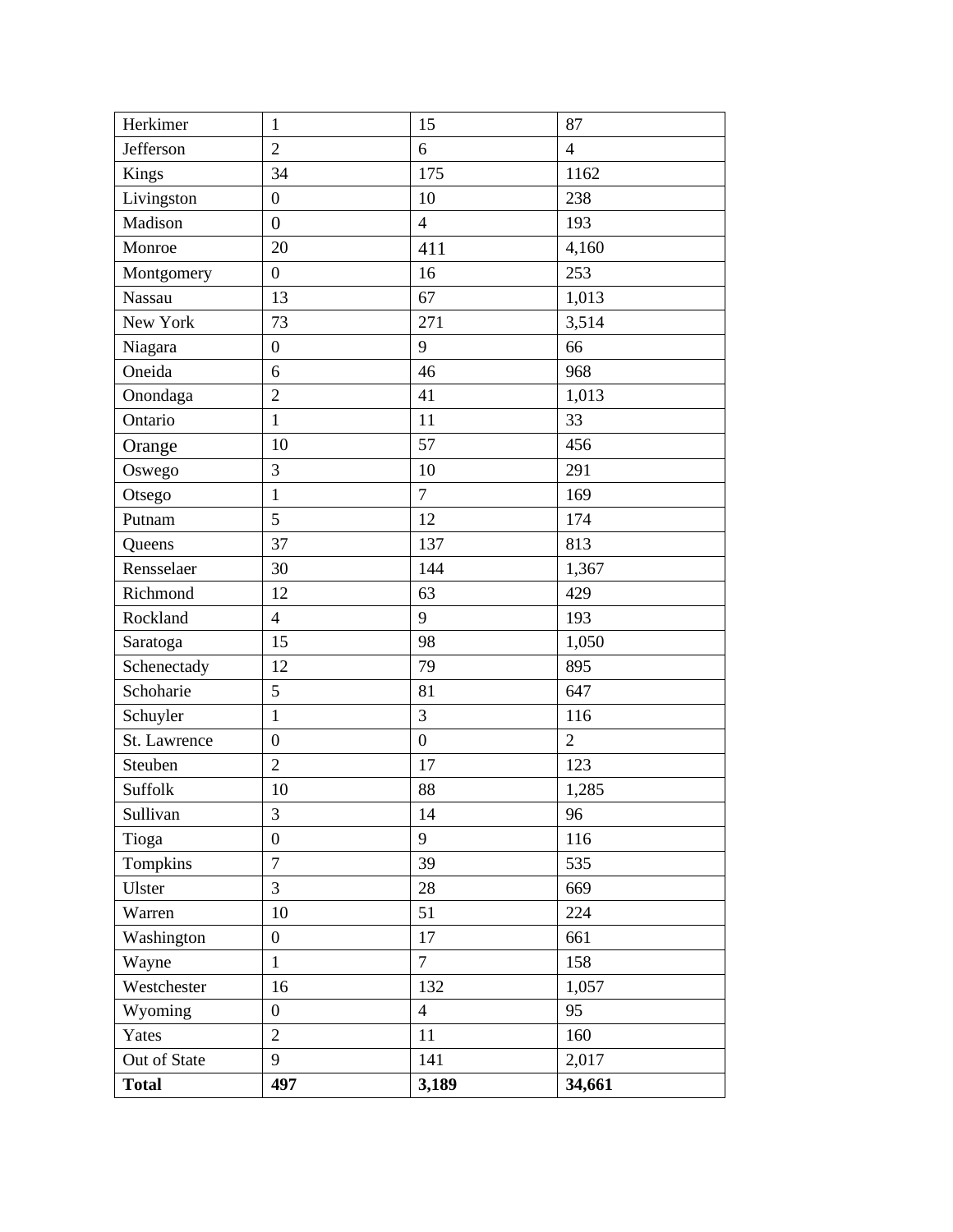| | | | |
|---|---|---|---|
| Herkimer | 1 | 15 | 87 |
| Jefferson | 2 | 6 | 4 |
| Kings | 34 | 175 | 1162 |
| Livingston | 0 | 10 | 238 |
| Madison | 0 | 4 | 193 |
| Monroe | 20 | 411 | 4,160 |
| Montgomery | 0 | 16 | 253 |
| Nassau | 13 | 67 | 1,013 |
| New York | 73 | 271 | 3,514 |
| Niagara | 0 | 9 | 66 |
| Oneida | 6 | 46 | 968 |
| Onondaga | 2 | 41 | 1,013 |
| Ontario | 1 | 11 | 33 |
| Orange | 10 | 57 | 456 |
| Oswego | 3 | 10 | 291 |
| Otsego | 1 | 7 | 169 |
| Putnam | 5 | 12 | 174 |
| Queens | 37 | 137 | 813 |
| Rensselaer | 30 | 144 | 1,367 |
| Richmond | 12 | 63 | 429 |
| Rockland | 4 | 9 | 193 |
| Saratoga | 15 | 98 | 1,050 |
| Schenectady | 12 | 79 | 895 |
| Schoharie | 5 | 81 | 647 |
| Schuyler | 1 | 3 | 116 |
| St. Lawrence | 0 | 0 | 2 |
| Steuben | 2 | 17 | 123 |
| Suffolk | 10 | 88 | 1,285 |
| Sullivan | 3 | 14 | 96 |
| Tioga | 0 | 9 | 116 |
| Tompkins | 7 | 39 | 535 |
| Ulster | 3 | 28 | 669 |
| Warren | 10 | 51 | 224 |
| Washington | 0 | 17 | 661 |
| Wayne | 1 | 7 | 158 |
| Westchester | 16 | 132 | 1,057 |
| Wyoming | 0 | 4 | 95 |
| Yates | 2 | 11 | 160 |
| Out of State | 9 | 141 | 2,017 |
| **Total** | **497** | **3,189** | **34,661** |